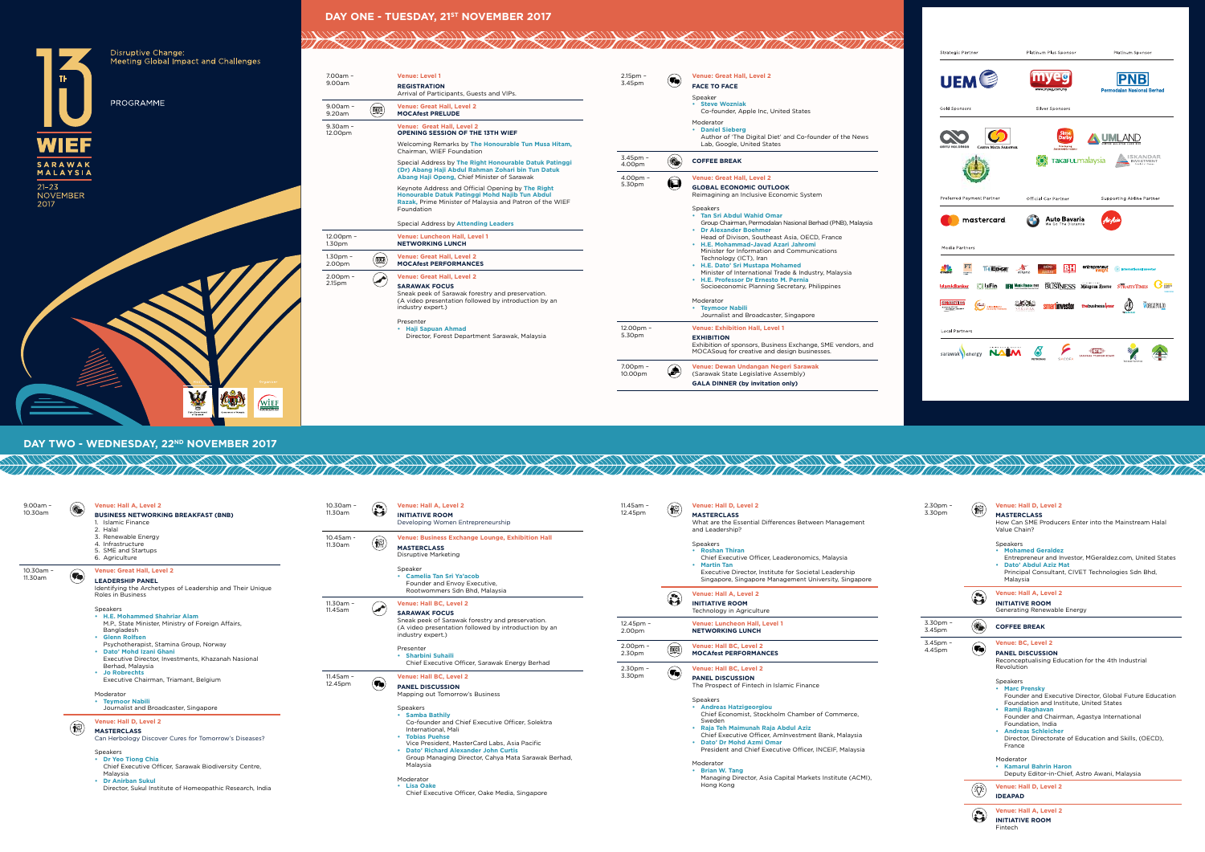# 13th WIEF SARAWAK MALAYSIA

21–23 NOVEMBER 2017

Disruptive Change: Meeting Global Impact and Challenges

PROGRAMME

## DAY ONE - TUESDAY, 21ST NOVEMBER 2017

**7.00am – 9.00am**
Venue: Level 1
**REGISTRATION**
Arrival of Participants, Guests and VIPs.

**9.00am – 9.20am**
Venue: Great Hall, Level 2
**MOCAfest PRELUDE**

**9.30am – 12.00pm**
Venue: Great Hall, Level 2
**OPENING SESSION OF THE 13TH WIEF**

Welcoming Remarks by **The Honourable Tun Musa Hitam**, Chairman, WIEF Foundation

Special Address by **The Right Honourable Datuk Patinggi (Dr) Abang Haji Abdul Rahman Zohari bin Tun Datuk Abang Haji Openg**, Chief Minister of Sarawak

Keynote Address and Official Opening by **The Right Honourable Datuk Patinggi Mohd Najib Tun Abdul Razak**, Prime Minister of Malaysia and Patron of the WIEF Foundation

Special Address by **Attending Leaders**

**12.00pm – 1.30pm**
Venue: Luncheon Hall, Level 1
**NETWORKING LUNCH**

**1.30pm – 2.00pm**
Venue: Great Hall, Level 2
**MOCAfest PERFORMANCES**

**2.00pm – 2.15pm**
Venue: Great Hall, Level 2
**SARAWAK FOCUS**
Sneak peek of Sarawak forestry and preservation. (A video presentation followed by introduction by an industry expert.)

Presenter
- **Haji Sapuan Ahmad**
  Director, Forest Department Sarawak, Malaysia

**2.15pm – 3.45pm**
Venue: Great Hall, Level 2
**FACE TO FACE**

Speaker
- **Steve Wozniak**
  Co-founder, Apple Inc, United States

Moderator
- **Daniel Sieberg**
  Author of 'The Digital Diet' and Co-founder of the News Lab, Google, United States

**3.45pm – 4.00pm**
**COFFEE BREAK**

**4.00pm – 5.30pm**
Venue: Great Hall, Level 2
**GLOBAL ECONOMIC OUTLOOK**
Reimagining an Inclusive Economic System

Speakers
- **Tan Sri Abdul Wahid Omar**
  Group Chairman, Permodalan Nasional Berhad (PNB), Malaysia
- **Dr Alexander Boehmer**
  Head of Divison, Southeast Asia, OECD, France
- **H.E. Mohammad-Javad Azari Jahromi**
  Minister for Information and Communications Technology (ICT), Iran
- **H.E. Dato' Sri Mustapa Mohamed**
  Minister of International Trade & Industry, Malaysia
- **H.E. Professor Dr Ernesto M. Pernia**
  Socioeconomic Planning Secretary, Philippines

Moderator
- **Teymoor Nabili**
  Journalist and Broadcaster, Singapore

**12.00pm – 5.30pm**
Venue: Exhibition Hall, Level 1
**EXHIBITION**
Exhibition of sponsors, Business Exchange, SME vendors, and MOCASouq for creative and design businesses.

**7.00pm – 10.00pm**
Venue: Dewan Undangan Negeri Sarawak
(Sarawak State Legislative Assembly)
**GALA DINNER (by invitation only)**

Strategic Partner | Platinum Plus Sponsor | Platinum Sponsor | Gold Sponsors | Silver Sponsors | Preferred Payment Partner | Official Car Partner | Supporting Airline Partner | Media Partners | Local Partners

## DAY TWO - WEDNESDAY, 22ND NOVEMBER 2017

**9.00am – 10.30am**
Venue: Hall A, Level 2
**BUSINESS NETWORKING BREAKFAST (BNB)**
1. Islamic Finance
2. Halal
3. Renewable Energy
4. Infrastructure
5. SME and Startups
6. Agriculture

**10.30am – 11.30am**
Venue: Great Hall, Level 2
**LEADERSHIP PANEL**
Identifying the Archetypes of Leadership and Their Unique Roles in Business

Speakers
- **H.E. Mohammed Shahriar Alam**
  M.P., State Minister, Ministry of Foreign Affairs, Bangladesh
- **Glenn Rolfsen**
  Psychotherapist, Stamina Group, Norway
- **Dato' Mohd Izani Ghani**
  Executive Director, Investments, Khazanah Nasional Berhad, Malaysia
- **Jo Robrechts**
  Executive Chairman, Triamant, Belgium

Moderator
- **Teymoor Nabili**
  Journalist and Broadcaster, Singapore

Venue: Hall D, Level 2
**MASTERCLASS**
Can Herbology Discover Cures for Tomorrow's Diseases?

Speakers
- **Dr Yeo Tiong Chia**
  Chief Executive Officer, Sarawak Biodiversity Centre, Malaysia
- **Dr Anirban Sukul**
  Director, Sukul Institute of Homeopathic Research, India

**10.30am – 11.30am**
Venue: Hall A, Level 2
**INITIATIVE ROOM**
Developing Women Entrepreneurship

**10.45am – 11.30am**
Venue: Business Exchange Lounge, Exhibition Hall
**MASTERCLASS**
Disruptive Marketing

Speaker
- **Camelia Tan Sri Ya'acob**
  Founder and Envoy Executive, Rootwommers Sdn Bhd, Malaysia

**11.30am – 11.45am**
Venue: Hall BC, Level 2
**SARAWAK FOCUS**
Sneak peek of Sarawak forestry and preservation. (A video presentation followed by introduction by an industry expert.)

Presenter
- **Sharbini Suhaili**
  Chief Executive Officer, Sarawak Energy Berhad

**11.45am – 12.45pm**
Venue: Hall BC, Level 2
**PANEL DISCUSSION**
Mapping out Tomorrow's Business

Speakers
- **Samba Bathily**
  Co-founder and Chief Executive Officer, Solektra International, Mali
- **Tobias Puehse**
  Vice President, MasterCard Labs, Asia Pacific
- **Dato' Richard Alexander John Curtis**
  Group Managing Director, Cahya Mata Sarawak Berhad, Malaysia

Moderator
- **Lisa Oake**
  Chief Executive Officer, Oake Media, Singapore

**11.45am – 12.45pm**
Venue: Hall D, Level 2
**MASTERCLASS**
What are the Essential Differences Between Management and Leadership?

Speakers
- **Roshan Thiran**
  Chief Executive Officer, Leaderonomics, Malaysia
- **Martin Tan**
  Executive Director, Institute for Societal Leadership Singapore, Singapore Management University, Singapore

Venue: Hall A, Level 2
**INITIATIVE ROOM**
Technology in Agriculture

**12.45pm – 2.00pm**
Venue: Luncheon Hall, Level 1
**NETWORKING LUNCH**

**2.00pm – 2.30pm**
Venue: Hall BC, Level 2
**MOCAfest PERFORMANCES**

**2.30pm – 3.30pm**
Venue: Hall BC, Level 2
**PANEL DISCUSSION**
The Prospect of Fintech in Islamic Finance

Speakers
- **Andreas Hatzigeorgiou**
  Chief Economist, Stockholm Chamber of Commerce, Sweden
- **Raja Teh Maimunah Raja Abdul Aziz**
  Chief Executive Officer, AmInvestment Bank, Malaysia
- **Dato' Dr Mohd Azmi Omar**
  President and Chief Executive Officer, INCEIF, Malaysia

Moderator
- **Brian W. Tang**
  Managing Director, Asia Capital Markets Institute (ACMI), Hong Kong

**2.30pm – 3.30pm**
Venue: Hall D, Level 2
**MASTERCLASS**
How Can SME Producers Enter into the Mainstream Halal Value Chain?

Speakers
- **Mohamed Geraldez**
  Entrepreneur and Investor, MGeraldez.com, United States
- **Dato' Abdul Aziz Mat**
  Principal Consultant, CIVET Technologies Sdn Bhd, Malaysia

Venue: Hall A, Level 2
**INITIATIVE ROOM**
Generating Renewable Energy

**3.30pm – 3.45pm**
**COFFEE BREAK**

**3.45pm – 4.45pm**
Venue: BC, Level 2
**PANEL DISCUSSION**
Reconceptualising Education for the 4th Industrial Revolution

Speakers
- **Marc Prensky**
  Founder and Executive Director, Global Future Education Foundation and Institute, United States
- **Ramji Raghavan**
  Founder and Chairman, Agastya International Foundation, India
- **Andreas Schleicher**
  Director, Directorate of Education and Skills, (OECD), France

Moderator
- **Kamarul Bahrin Haron**
  Deputy Editor-in-Chief, Astro Awani, Malaysia

Venue: Hall D, Level 2
**IDEAPAD**

Venue: Hall A, Level 2
**INITIATIVE ROOM**
Fintech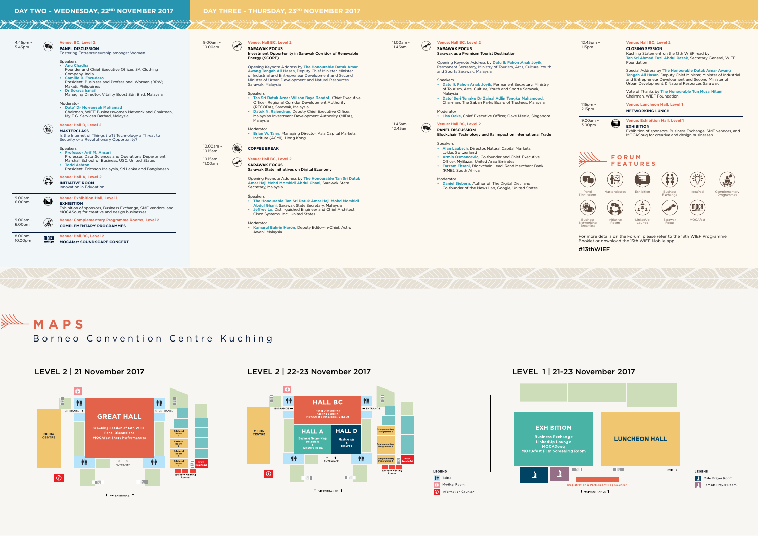## DAY TWO - WEDNESDAY, 22ND NOVEMBER 2017

**4.45pm – 5.45pm**

**Venue: BC, Level 2**

**PANEL DISCUSSION**
Fostering Entrepreneurship amongst Women

Speakers
- **Anu Chadha**
  Founder and Chief Executive Officer, 3A Clothing Company, India
- **Camille R. Escudero**
  President, Business and Professional Women (BPW) Makati, Philippines
- **Dr Soraya Ismail**
  Managing Director, Vitality Boost Sdn Bhd, Malaysia

Moderator
- **Dato' Dr Norraesah Mohamad**
  Chairman, WIEF Businesswomen Network and Chairman, My E.G. Services Berhad, Malaysia

**Venue: Hall D, Level 2**

**MASTERCLASS**
Is the Internet of Things (IoT) Technology a Threat to Security or a Revolutionary Opportunity?

Speakers
- **Professor Arif M. Ansari**
  Professor, Data Sciences and Operations Department, Marshall School of Business, USC, United States
- **Todd Ashton**
  President, Ericsson Malaysia, Sri Lanka and Bangladesh

**Venue: Hall A, Level 2**

**INITIATIVE ROOM**
Innovation in Education

**9.00am – 6.00pm**

**Venue: Exhibition Hall, Level 1**

**EXHIBITION**
Exhibition of sponsors, Business Exchange, SME vendors, and MOCASouq for creative and design businesses.

**9.00am – 6.00pm**

**Venue: Complementary Programme Rooms, Level 2**

**COMPLEMENTARY PROGRAMMES**

**8.00pm – 10.00pm**

**Venue: Hall BC, Level 2**

**MOCAfest SOUNDSCAPE CONCERT**

## DAY THREE - THURSDAY, 23RD NOVEMBER 2017

**9.00am – 10.00am**

**Venue: Hall BC, Level 2**

**SARAWAK FOCUS**
Investment Opportunity in Sarawak Corridor of Renewable Energy (SCORE)

Opening Keynote Address by **The Honourable Datuk Amar Awang Tengah Ali Hasan**, Deputy Chief Minister, Minister of Industrial and Entrepreneur Development and Second Minister of Urban Development and Natural Resources Sarawak, Malaysia

Speakers
- **Tan Sri Datuk Amar Wilson Baya Dandot**, Chief Executive Officer, Regional Corridor Development Authority (RECODA), Sarawak, Malaysia
- **Datuk N. Rajendran**, Deputy Chief Executive Officer, Malaysian Investment Development Authority (MIDA), Malaysia

Moderator
- **Brian W. Tang**, Managing Director, Asia Capital Markets Institute (ACMI), Hong Kong

**10.00am – 10.15am**

**COFFEE BREAK**

**10.15am – 11.00am**

**Venue: Hall BC, Level 2**

**SARAWAK FOCUS**
Sarawak State Initiatives on Digital Economy

Opening Keynote Address by **The Honourable Tan Sri Datuk Amar Haji Mohd Morshidi Abdul Ghani**, Sarawak State Secretary, Malaysia

Speakers
- **The Honourable Tan Sri Datuk Amar Haji Mohd Morshidi Abdul Ghani**, Sarawak State Secretary, Malaysia
- **Jeffrey Lo**, Distinguished Engineer and Chief Architect, Cisco Systems, Inc., United States

Moderator
- **Kamarul Bahrin Haron**, Deputy Editor-in-Chief, Astro Awani, Malaysia

**11.00am – 11.45am**

**Venue: Hall BC, Level 2**

**SARAWAK FOCUS**
Sarawak as a Premium Tourist Destination

Opening Keynote Address by **Datu Ik Pahon Anak Joyik**, Permanent Secretary, Ministry of Tourism, Arts, Culture, Youth and Sports Sarawak, Malaysia

Speakers
- **Datu Ik Pahon Anak Joyik**, Permanent Secretary, Ministry of Tourism, Arts, Culture, Youth and Sports Sarawak, Malaysia
- **Dato' Seri Tengku Dr Zainal Adlin Tengku Mahamood**, Chairman, The Sabah Parks Board of Trustees, Malaysia

Moderator
- **Lisa Oake**, Chief Executive Officer, Oake Media, Singapore

**11.45am – 12.45am**

**Venue: Hall BC, Level 2**

**PANEL DISCUSSION**
Blockchain Technology and Its Impact on International Trade

Speakers
- **Alan Laubsch**, Director, Natural Capital Markets, Lykke, Switzerland
- **Armin Osmancevic**, Co-founder and Chief Executive Officer, MyBazar, United Arab Emirates
- **Farzam Ehsani**, Blockchain Lead, Rand Merchant Bank (RMB), South Africa

Moderator
- **Daniel Sieberg**, Author of 'The Digital Diet' and Co-founder of the News Lab, Google, United States

**12.45pm – 1.15pm**

**Venue: Hall BC, Level 2**

**CLOSING SESSION**
Kuching Statement on the 13th WIEF read by **Tan Sri Ahmad Fuzi Abdul Razak**, Secretary General, WIEF Foundation

Special Address by **The Honourable Datuk Amar Awang Tengah Ali Hasan**, Deputy Chief Minister, Minister of Industrial and Entrepreneur Development and Second Minister of Urban Development & Natural Resources Sarawak

Vote of Thanks by **The Honourable Tun Musa Hitam**, Chairman, WIEF Foundation

**1.15pm – 2.15pm**

**Venue: Luncheon Hall, Level 1**

**NETWORKING LUNCH**

**9.00am – 3.00pm**

**Venue: Exhibition Hall, Level 1**

**EXHIBITION**
Exhibition of sponsors, Business Exchange, SME vendors, and MOCASouq for creative and design businesses.

## FORUM FEATURES

Panel Discussions
Masterclasses
Exhibition
Business Exchange
IdeaPad
Complementary Programmes
Business Networking Breakfast
Initiative Room
LinkedUp Lounge
Sarawak Focus
MOCAfest

For more details on the Forum, please refer to the 13th WIEF Programme Booklet or download the 13th WIEF Mobile app.

#13thWIEF

# MAPS

Borneo Convention Centre Kuching

## LEVEL 2 | 21 November 2017

GREAT HALL
Opening Session of 13th WIEF
Panel Discussions
MOCAfest Short Performances

MEDIA CENTRE
ENTRANCE
Bilateral Room 1
Bilateral Room 2
Bilateral Room 3
Bilateral Room 4
WIEF Secretariat
Sponsor Meeting Rooms
VIP ENTRANCE

## LEVEL 2 | 22-23 November 2017

HALL BC
Panel Discussions
Closing Session
MOCAfest Soundscape Concert

HALL A
Business Networking Breakfast
&
Initiative Room

HALL D
Masterclass
&
IdeaPad

MEDIA CENTRE
ENTRANCE
Complementary Programme 1
Complementary Programme 2
Complementary Programme 3
WIEF Secretariat
Sponsor Meeting Rooms
VIP ENTRANCE

LEGEND
Toilet
Medical Room
Information Counter

## LEVEL 1 | 21-23 November 2017

EXHIBITION
Business Exchange
LinkedUp Lounge
MOCASouq
MOCAfest Film Screening Room

LUNCHEON HALL

EXIT
Registration & Participant Bag Counter
MAIN ENTRANCE

LEGEND
Male Prayer Room
Female Prayer Room